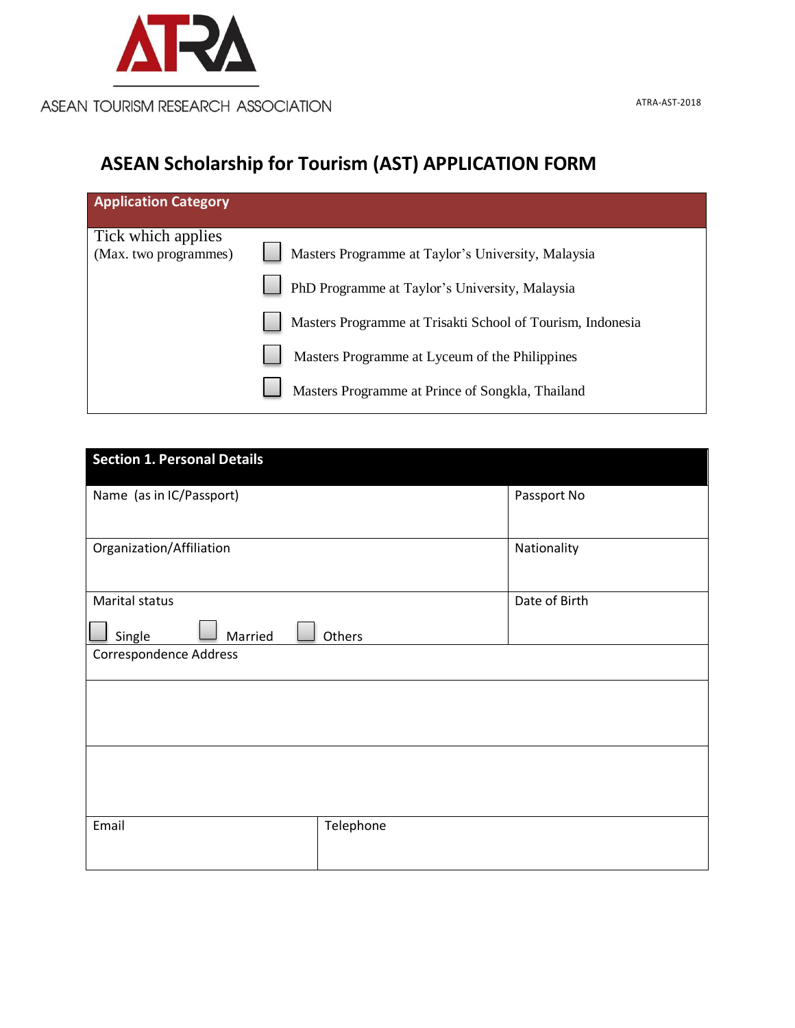ATRA

ASEAN TOURISM RESEARCH ASSOCIATION

ATRA-AST-2018

# ASEAN Scholarship for Tourism (AST) APPLICATION FORM

| **Application Category** | |
|---|---|
| Tick which applies (Max. two programmes) | ☐ Masters Programme at Taylor's University, Malaysia<br>☐ PhD Programme at Taylor's University, Malaysia<br>☐ Masters Programme at Trisakti School of Tourism, Indonesia<br>☐ Masters Programme at Lyceum of the Philippines<br>☐ Masters Programme at Prince of Songkla, Thailand |

| **Section 1. Personal Details** | |
|---|---|
| Name (as in IC/Passport) | Passport No |
| Organization/Affiliation | Nationality |
| Marital status<br>☐ Single ☐ Married ☐ Others | Date of Birth |
| Correspondence Address | |
| | |
| | |
| Email | Telephone |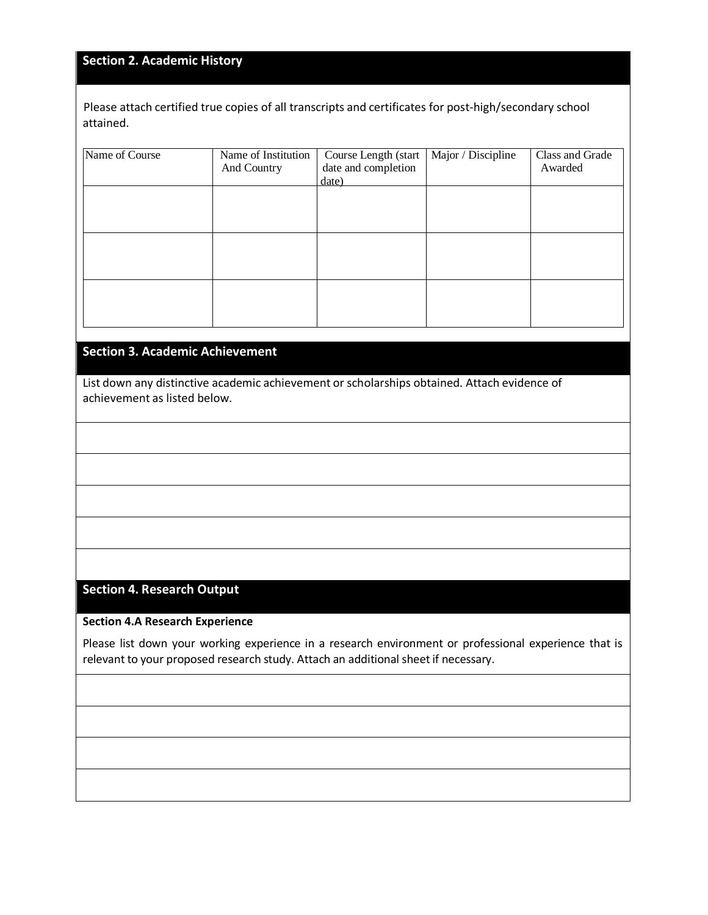## Section 2. Academic History

Please attach certified true copies of all transcripts and certificates for post-high/secondary school attained.

| Name of Course | Name of Institution And Country | Course Length (start date and completion date) | Major / Discipline | Class and Grade Awarded |
|---|---|---|---|---|
| | | | | |
| | | | | |
| | | | | |

## Section 3. Academic Achievement

List down any distinctive academic achievement or scholarships obtained. Attach evidence of achievement as listed below.

## Section 4. Research Output

### Section 4.A Research Experience

Please list down your working experience in a research environment or professional experience that is relevant to your proposed research study. Attach an additional sheet if necessary.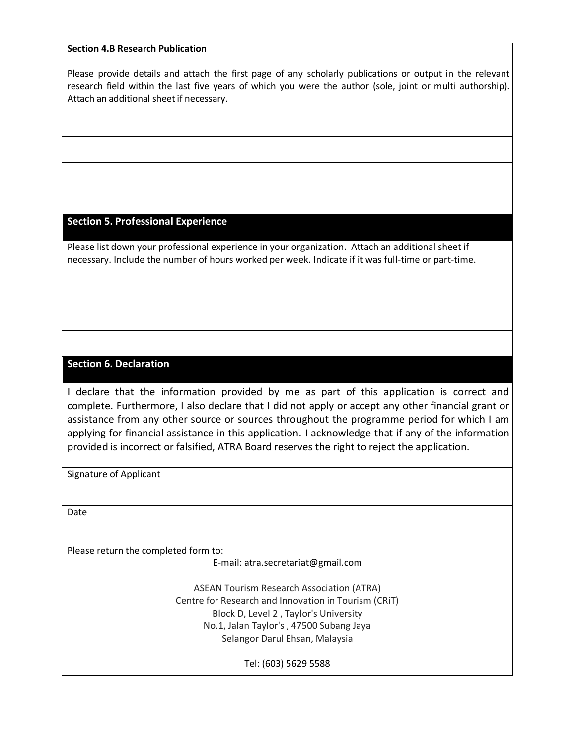**Section 4.B Research Publication**

Please provide details and attach the first page of any scholarly publications or output in the relevant research field within the last five years of which you were the author (sole, joint or multi authorship). Attach an additional sheet if necessary.

## Section 5. Professional Experience

Please list down your professional experience in your organization. Attach an additional sheet if necessary. Include the number of hours worked per week. Indicate if it was full-time or part-time.

## Section 6. Declaration

I declare that the information provided by me as part of this application is correct and complete. Furthermore, I also declare that I did not apply or accept any other financial grant or assistance from any other source or sources throughout the programme period for which I am applying for financial assistance in this application. I acknowledge that if any of the information provided is incorrect or falsified, ATRA Board reserves the right to reject the application.

Signature of Applicant

Date

Please return the completed form to:

E-mail: atra.secretariat@gmail.com

ASEAN Tourism Research Association (ATRA)
Centre for Research and Innovation in Tourism (CRiT)
Block D, Level 2 , Taylor's University
No.1, Jalan Taylor's , 47500 Subang Jaya
Selangor Darul Ehsan, Malaysia

Tel: (603) 5629 5588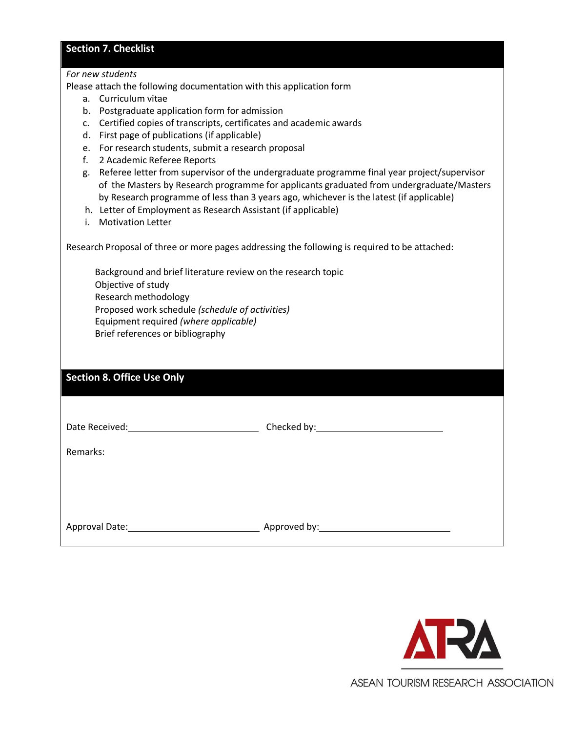## Section 7. Checklist

*For new students*

Please attach the following documentation with this application form

a. Curriculum vitae
b. Postgraduate application form for admission
c. Certified copies of transcripts, certificates and academic awards
d. First page of publications (if applicable)
e. For research students, submit a research proposal
f. 2 Academic Referee Reports
g. Referee letter from supervisor of the undergraduate programme final year project/supervisor of the Masters by Research programme for applicants graduated from undergraduate/Masters by Research programme of less than 3 years ago, whichever is the latest (if applicable)
h. Letter of Employment as Research Assistant (if applicable)
i. Motivation Letter

Research Proposal of three or more pages addressing the following is required to be attached:

Background and brief literature review on the research topic
Objective of study
Research methodology
Proposed work schedule *(schedule of activities)*
Equipment required *(where applicable)*
Brief references or bibliography

## Section 8. Office Use Only

Date Received: ______________________ Checked by: ______________________

Remarks:

Approval Date: ______________________ Approved by: ______________________

ASEAN TOURISM RESEARCH ASSOCIATION